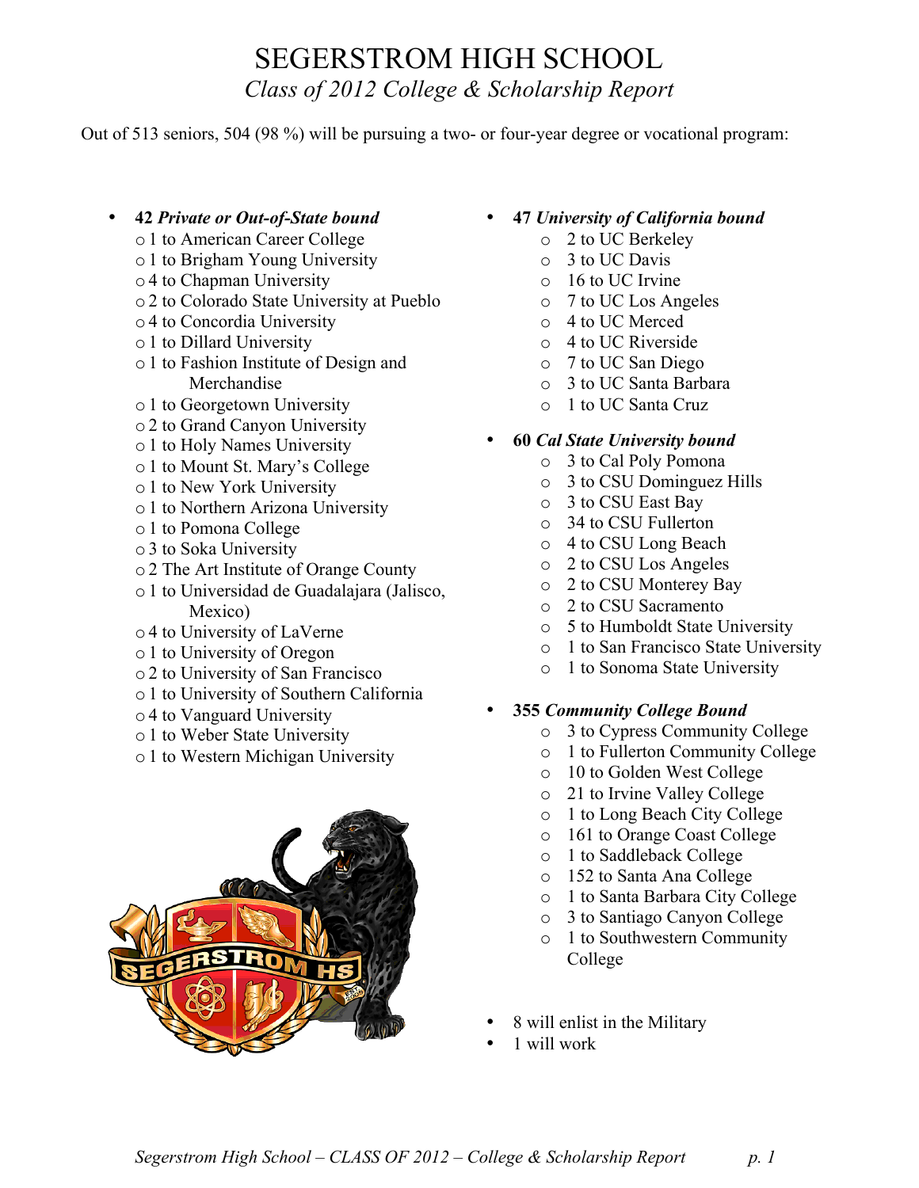# SEGERSTROM HIGH SCHOOL

*Class of 2012 College & Scholarship Report*

Out of 513 seniors, 504 (98 %) will be pursuing a two- or four-year degree or vocational program:

- **42 *Private or Out-of-State bound***
  - 1 to American Career College
  - 1 to Brigham Young University
  - 4 to Chapman University
  - 2 to Colorado State University at Pueblo
  - 4 to Concordia University
  - 1 to Dillard University
  - 1 to Fashion Institute of Design and Merchandise
  - 1 to Georgetown University
  - 2 to Grand Canyon University
  - 1 to Holy Names University
  - 1 to Mount St. Mary's College
  - 1 to New York University
  - 1 to Northern Arizona University
  - 1 to Pomona College
  - 3 to Soka University
  - 2 The Art Institute of Orange County
  - 1 to Universidad de Guadalajara (Jalisco, Mexico)
  - 4 to University of LaVerne
  - 1 to University of Oregon
  - 2 to University of San Francisco
  - 1 to University of Southern California
  - 4 to Vanguard University
  - 1 to Weber State University
  - 1 to Western Michigan University

- **47 *University of California bound***
  - 2 to UC Berkeley
  - 3 to UC Davis
  - 16 to UC Irvine
  - 7 to UC Los Angeles
  - 4 to UC Merced
  - 4 to UC Riverside
  - 7 to UC San Diego
  - 3 to UC Santa Barbara
  - 1 to UC Santa Cruz

- **60 *Cal State University bound***
  - 3 to Cal Poly Pomona
  - 3 to CSU Dominguez Hills
  - 3 to CSU East Bay
  - 34 to CSU Fullerton
  - 4 to CSU Long Beach
  - 2 to CSU Los Angeles
  - 2 to CSU Monterey Bay
  - 2 to CSU Sacramento
  - 5 to Humboldt State University
  - 1 to San Francisco State University
  - 1 to Sonoma State University

- **355 *Community College Bound***
  - 3 to Cypress Community College
  - 1 to Fullerton Community College
  - 10 to Golden West College
  - 21 to Irvine Valley College
  - 1 to Long Beach City College
  - 161 to Orange Coast College
  - 1 to Saddleback College
  - 152 to Santa Ana College
  - 1 to Santa Barbara City College
  - 3 to Santiago Canyon College
  - 1 to Southwestern Community College

- 8 will enlist in the Military
- 1 will work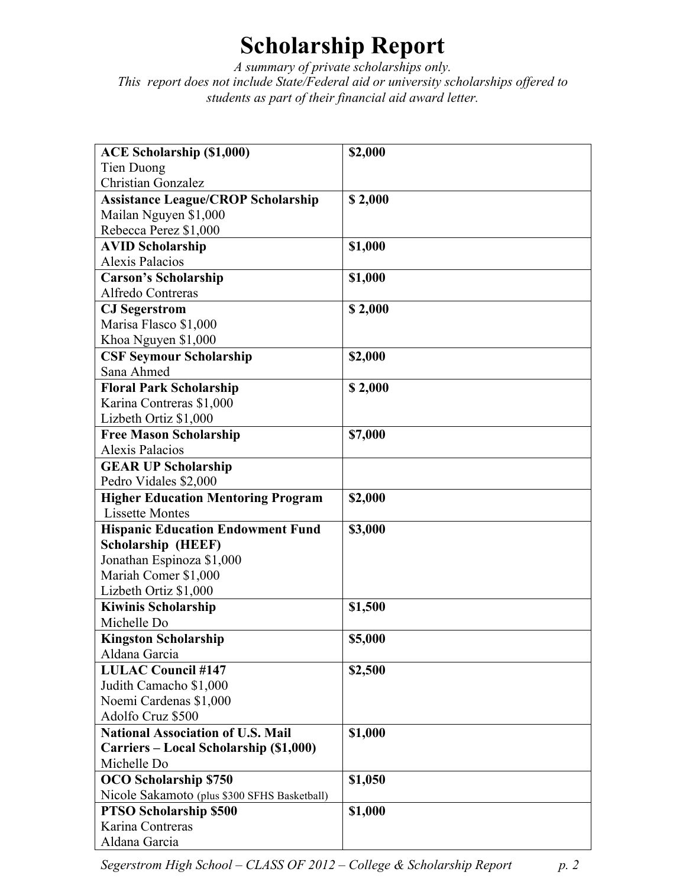# Scholarship Report

*A summary of private scholarships only.*
*This report does not include State/Federal aid or university scholarships offered to students as part of their financial aid award letter.*

| Scholarship | Amount |
|---|---|
| **ACE Scholarship ($1,000)**<br>Tien Duong<br>Christian Gonzalez | **$2,000** |
| **Assistance League/CROP Scholarship**<br>Mailan Nguyen $1,000<br>Rebecca Perez $1,000 | **$ 2,000** |
| **AVID Scholarship**<br>Alexis Palacios | **$1,000** |
| **Carson's Scholarship**<br>Alfredo Contreras | **$1,000** |
| **CJ Segerstrom**<br>Marisa Flasco $1,000<br>Khoa Nguyen $1,000 | **$ 2,000** |
| **CSF Seymour Scholarship**<br>Sana Ahmed | **$2,000** |
| **Floral Park Scholarship**<br>Karina Contreras $1,000<br>Lizbeth Ortiz $1,000 | **$ 2,000** |
| **Free Mason Scholarship**<br>Alexis Palacios | **$7,000** |
| **GEAR UP Scholarship**<br>Pedro Vidales $2,000 | |
| **Higher Education Mentoring Program**<br>Lissette Montes | **$2,000** |
| **Hispanic Education Endowment Fund Scholarship (HEEF)**<br>Jonathan Espinoza $1,000<br>Mariah Comer $1,000<br>Lizbeth Ortiz $1,000 | **$3,000** |
| **Kiwinis Scholarship**<br>Michelle Do | **$1,500** |
| **Kingston Scholarship**<br>Aldana Garcia | **$5,000** |
| **LULAC Council #147**<br>Judith Camacho $1,000<br>Noemi Cardenas $1,000<br>Adolfo Cruz $500 | **$2,500** |
| **National Association of U.S. Mail Carriers – Local Scholarship ($1,000)**<br>Michelle Do | **$1,000** |
| **OCO Scholarship $750**<br>Nicole Sakamoto (plus $300 SFHS Basketball) | **$1,050** |
| **PTSO Scholarship $500**<br>Karina Contreras<br>Aldana Garcia | **$1,000** |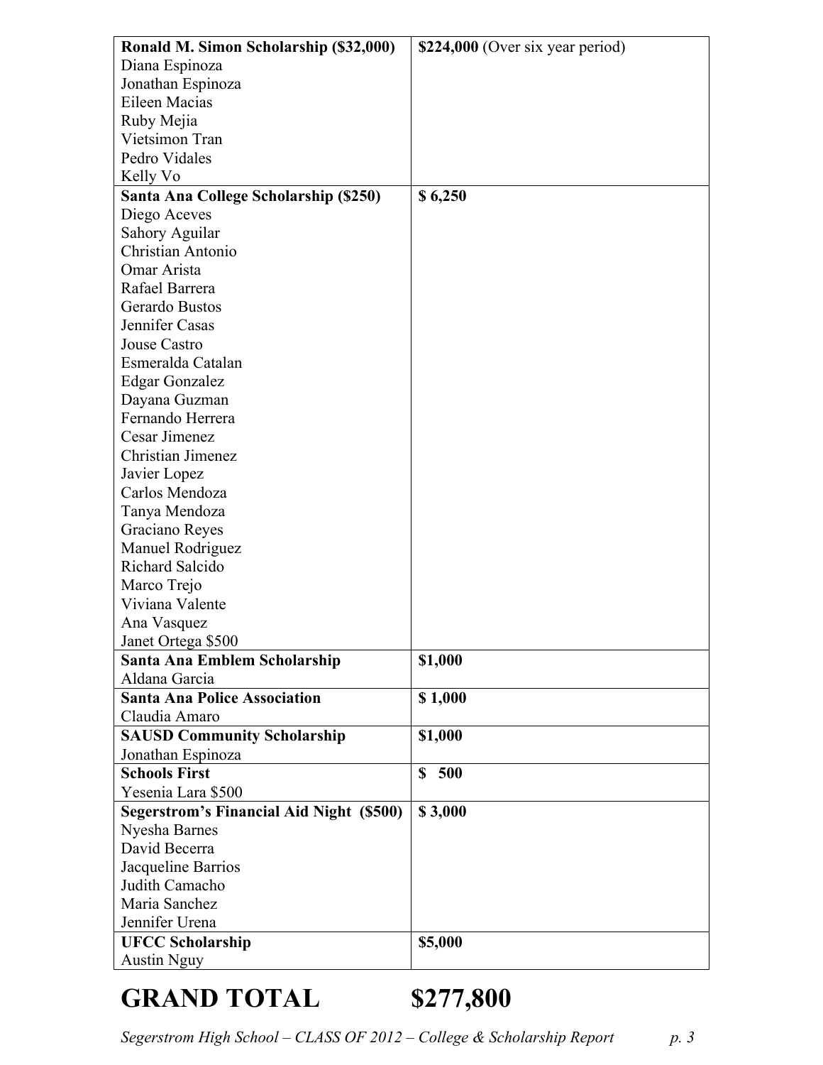| | |
|---|---|
| **Ronald M. Simon Scholarship ($32,000)**<br>Diana Espinoza<br>Jonathan Espinoza<br>Eileen Macias<br>Ruby Mejia<br>Vietsimon Tran<br>Pedro Vidales<br>Kelly Vo | **$224,000** (Over six year period) |
| **Santa Ana College Scholarship ($250)**<br>Diego Aceves<br>Sahory Aguilar<br>Christian Antonio<br>Omar Arista<br>Rafael Barrera<br>Gerardo Bustos<br>Jennifer Casas<br>Jouse Castro<br>Esmeralda Catalan<br>Edgar Gonzalez<br>Dayana Guzman<br>Fernando Herrera<br>Cesar Jimenez<br>Christian Jimenez<br>Javier Lopez<br>Carlos Mendoza<br>Tanya Mendoza<br>Graciano Reyes<br>Manuel Rodriguez<br>Richard Salcido<br>Marco Trejo<br>Viviana Valente<br>Ana Vasquez<br>Janet Ortega $500 | **$ 6,250** |
| **Santa Ana Emblem Scholarship**<br>Aldana Garcia | **$1,000** |
| **Santa Ana Police Association**<br>Claudia Amaro | **$ 1,000** |
| **SAUSD Community Scholarship**<br>Jonathan Espinoza | **$1,000** |
| **Schools First**<br>Yesenia Lara $500 | **$ 500** |
| **Segerstrom's Financial Aid Night ($500)**<br>Nyesha Barnes<br>David Becerra<br>Jacqueline Barrios<br>Judith Camacho<br>Maria Sanchez<br>Jennifer Urena | **$ 3,000** |
| **UFCC Scholarship**<br>Austin Nguy | **$5,000** |

# GRAND TOTAL $277,800